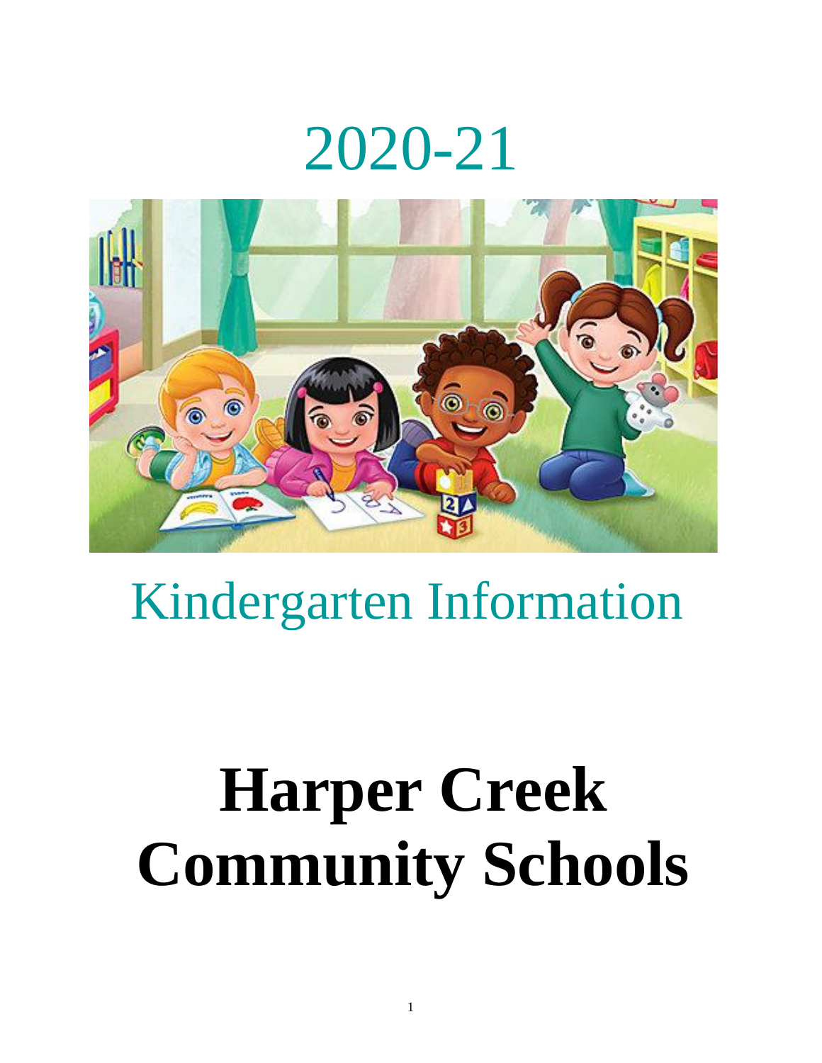# 2020-21

## Kindergarten Information

# Harper Creek Community Schools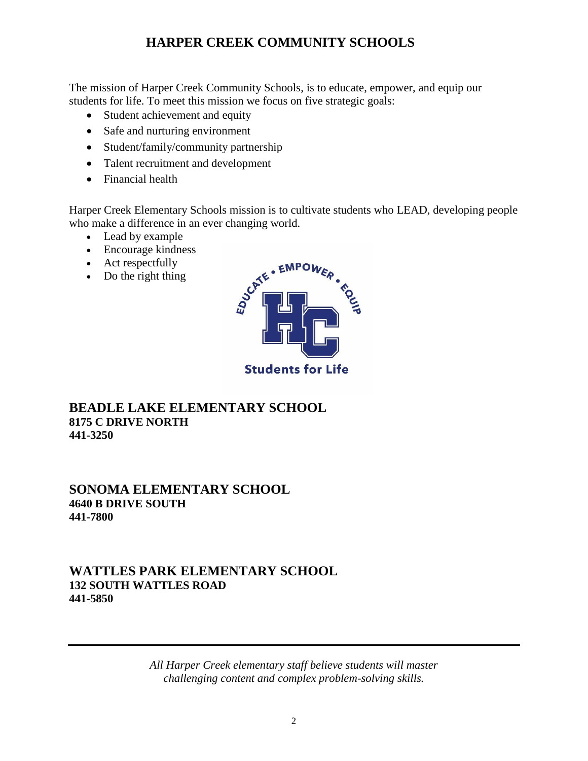# HARPER CREEK COMMUNITY SCHOOLS

The mission of Harper Creek Community Schools, is to educate, empower, and equip our students for life. To meet this mission we focus on five strategic goals:

- Student achievement and equity
- Safe and nurturing environment
- Student/family/community partnership
- Talent recruitment and development
- Financial health

Harper Creek Elementary Schools mission is to cultivate students who LEAD, developing people who make a difference in an ever changing world.

- Lead by example
- Encourage kindness
- Act respectfully
- Do the right thing

## BEADLE LAKE ELEMENTARY SCHOOL

**8175 C DRIVE NORTH**
**441-3250**

## SONOMA ELEMENTARY SCHOOL

**4640 B DRIVE SOUTH**
**441-7800**

## WATTLES PARK ELEMENTARY SCHOOL

**132 SOUTH WATTLES ROAD**
**441-5850**

---

*All Harper Creek elementary staff believe students will master challenging content and complex problem-solving skills.*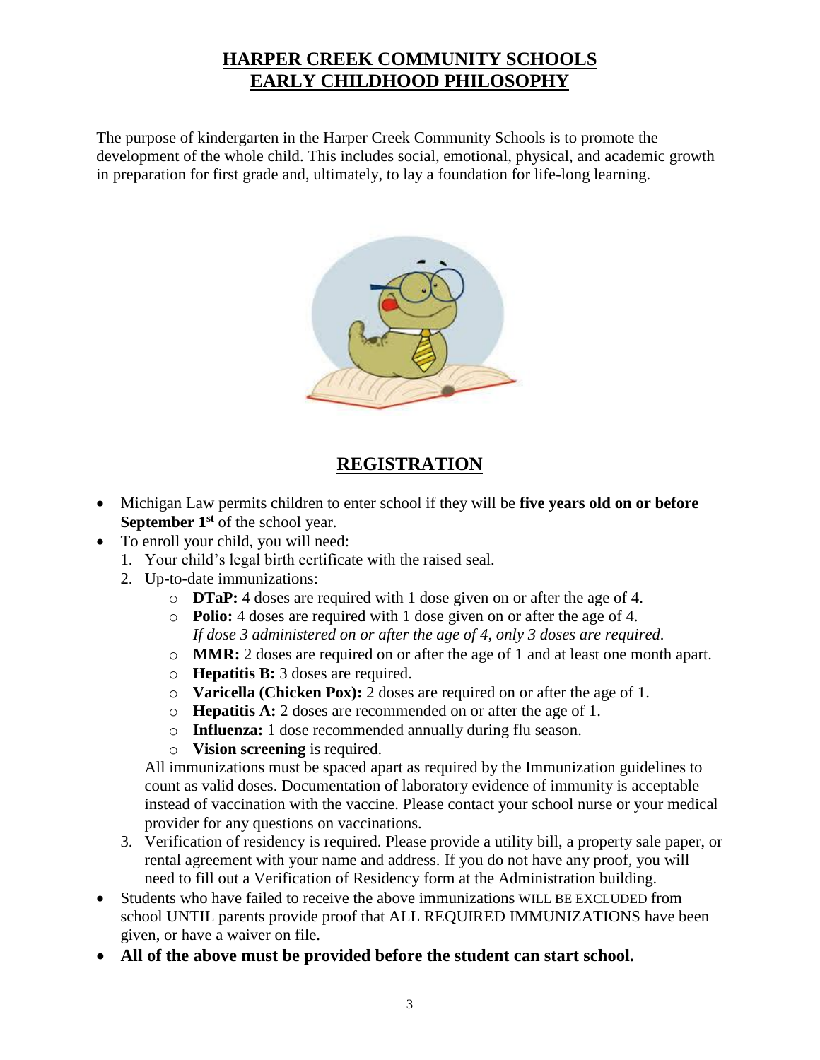# HARPER CREEK COMMUNITY SCHOOLS
# EARLY CHILDHOOD PHILOSOPHY

The purpose of kindergarten in the Harper Creek Community Schools is to promote the development of the whole child. This includes social, emotional, physical, and academic growth in preparation for first grade and, ultimately, to lay a foundation for life-long learning.

## REGISTRATION

- Michigan Law permits children to enter school if they will be **five years old on or before September 1st** of the school year.
- To enroll your child, you will need:
  1. Your child's legal birth certificate with the raised seal.
  2. Up-to-date immunizations:
     - **DTaP:** 4 doses are required with 1 dose given on or after the age of 4.
     - **Polio:** 4 doses are required with 1 dose given on or after the age of 4. *If dose 3 administered on or after the age of 4, only 3 doses are required.*
     - **MMR:** 2 doses are required on or after the age of 1 and at least one month apart.
     - **Hepatitis B:** 3 doses are required.
     - **Varicella (Chicken Pox):** 2 doses are required on or after the age of 1.
     - **Hepatitis A:** 2 doses are recommended on or after the age of 1.
     - **Influenza:** 1 dose recommended annually during flu season.
     - **Vision screening** is required.

     All immunizations must be spaced apart as required by the Immunization guidelines to count as valid doses. Documentation of laboratory evidence of immunity is acceptable instead of vaccination with the vaccine. Please contact your school nurse or your medical provider for any questions on vaccinations.
  3. Verification of residency is required. Please provide a utility bill, a property sale paper, or rental agreement with your name and address. If you do not have any proof, you will need to fill out a Verification of Residency form at the Administration building.
- Students who have failed to receive the above immunizations WILL BE EXCLUDED from school UNTIL parents provide proof that ALL REQUIRED IMMUNIZATIONS have been given, or have a waiver on file.
- **All of the above must be provided before the student can start school.**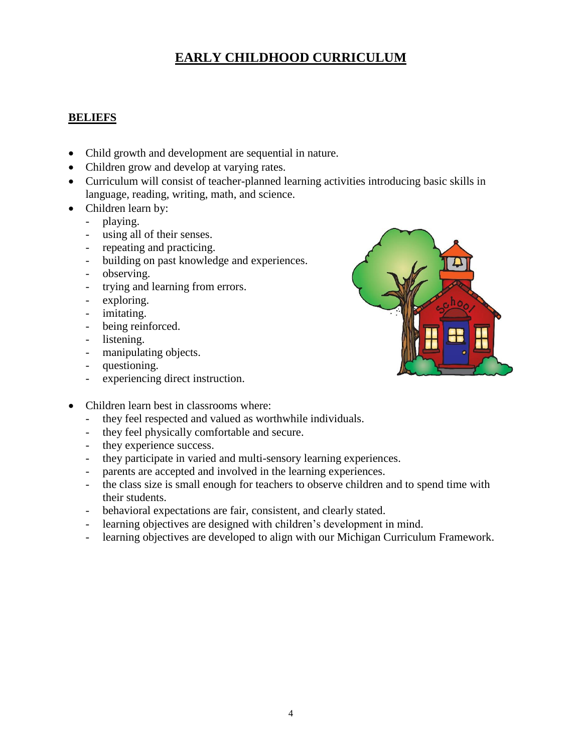# EARLY CHILDHOOD CURRICULUM

## BELIEFS

- Child growth and development are sequential in nature.
- Children grow and develop at varying rates.
- Curriculum will consist of teacher-planned learning activities introducing basic skills in language, reading, writing, math, and science.
- Children learn by:
    - playing.
    - using all of their senses.
    - repeating and practicing.
    - building on past knowledge and experiences.
    - observing.
    - trying and learning from errors.
    - exploring.
    - imitating.
    - being reinforced.
    - listening.
    - manipulating objects.
    - questioning.
    - experiencing direct instruction.
- Children learn best in classrooms where:
    - they feel respected and valued as worthwhile individuals.
    - they feel physically comfortable and secure.
    - they experience success.
    - they participate in varied and multi-sensory learning experiences.
    - parents are accepted and involved in the learning experiences.
    - the class size is small enough for teachers to observe children and to spend time with their students.
    - behavioral expectations are fair, consistent, and clearly stated.
    - learning objectives are designed with children's development in mind.
    - learning objectives are developed to align with our Michigan Curriculum Framework.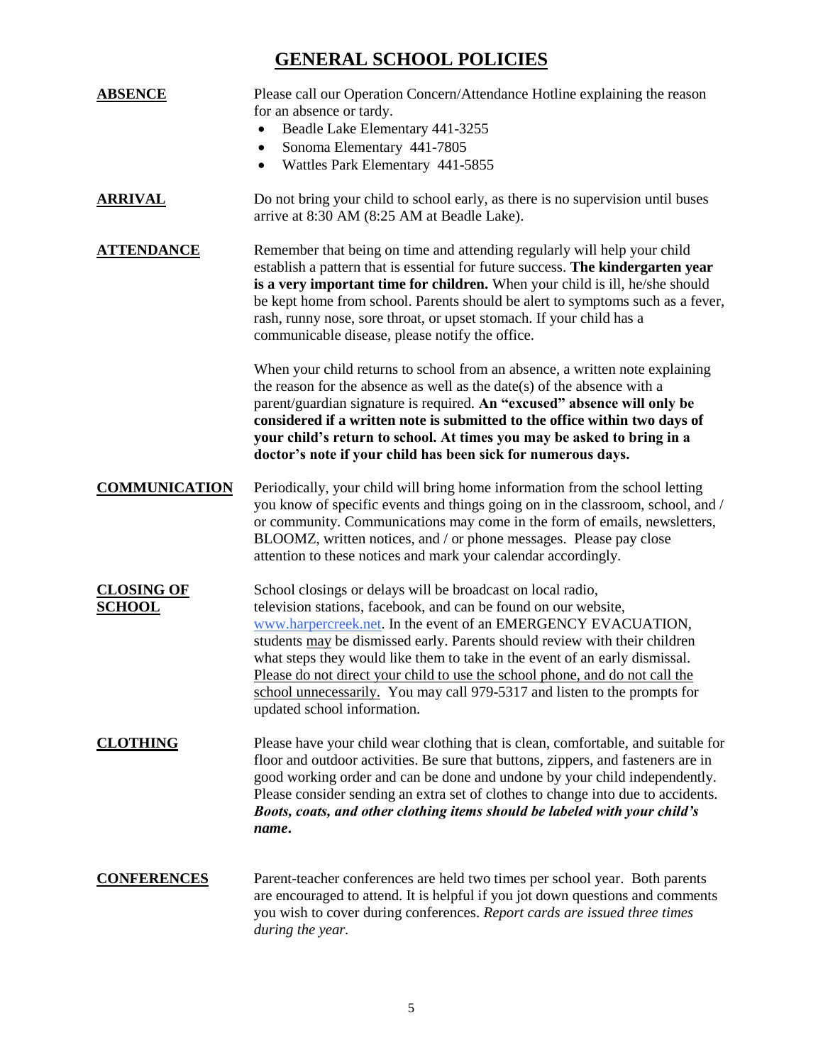# GENERAL SCHOOL POLICIES

**ABSENCE**

Please call our Operation Concern/Attendance Hotline explaining the reason for an absence or tardy.

- Beadle Lake Elementary 441-3255
- Sonoma Elementary 441-7805
- Wattles Park Elementary 441-5855

**ARRIVAL**

Do not bring your child to school early, as there is no supervision until buses arrive at 8:30 AM (8:25 AM at Beadle Lake).

**ATTENDANCE**

Remember that being on time and attending regularly will help your child establish a pattern that is essential for future success. **The kindergarten year is a very important time for children.** When your child is ill, he/she should be kept home from school. Parents should be alert to symptoms such as a fever, rash, runny nose, sore throat, or upset stomach. If your child has a communicable disease, please notify the office.

When your child returns to school from an absence, a written note explaining the reason for the absence as well as the date(s) of the absence with a parent/guardian signature is required. **An "excused" absence will only be considered if a written note is submitted to the office within two days of your child's return to school. At times you may be asked to bring in a doctor's note if your child has been sick for numerous days.**

**COMMUNICATION**

Periodically, your child will bring home information from the school letting you know of specific events and things going on in the classroom, school, and / or community. Communications may come in the form of emails, newsletters, BLOOMZ, written notices, and / or phone messages. Please pay close attention to these notices and mark your calendar accordingly.

**CLOSING OF SCHOOL**

School closings or delays will be broadcast on local radio, television stations, facebook, and can be found on our website, www.harpercreek.net. In the event of an EMERGENCY EVACUATION, students may be dismissed early. Parents should review with their children what steps they would like them to take in the event of an early dismissal. Please do not direct your child to use the school phone, and do not call the school unnecessarily. You may call 979-5317 and listen to the prompts for updated school information.

**CLOTHING**

Please have your child wear clothing that is clean, comfortable, and suitable for floor and outdoor activities. Be sure that buttons, zippers, and fasteners are in good working order and can be done and undone by your child independently. Please consider sending an extra set of clothes to change into due to accidents. ***Boots, coats, and other clothing items should be labeled with your child's name.***

**CONFERENCES**

Parent-teacher conferences are held two times per school year. Both parents are encouraged to attend. It is helpful if you jot down questions and comments you wish to cover during conferences. *Report cards are issued three times during the year.*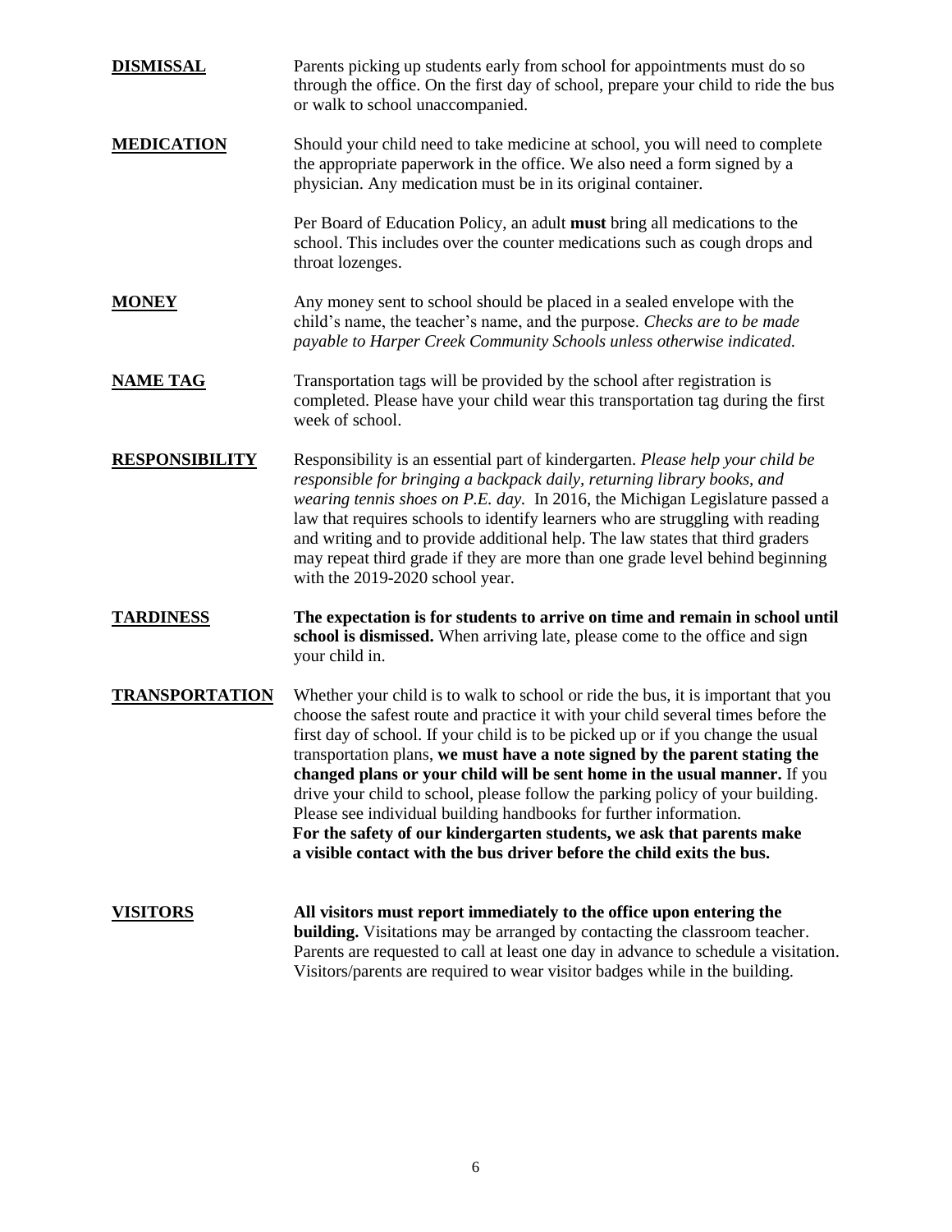**<u>DISMISSAL</u>**

Parents picking up students early from school for appointments must do so through the office. On the first day of school, prepare your child to ride the bus or walk to school unaccompanied.

**<u>MEDICATION</u>**

Should your child need to take medicine at school, you will need to complete the appropriate paperwork in the office. We also need a form signed by a physician. Any medication must be in its original container.

Per Board of Education Policy, an adult **must** bring all medications to the school. This includes over the counter medications such as cough drops and throat lozenges.

**<u>MONEY</u>**

Any money sent to school should be placed in a sealed envelope with the child's name, the teacher's name, and the purpose. *Checks are to be made payable to Harper Creek Community Schools unless otherwise indicated.*

**<u>NAME TAG</u>**

Transportation tags will be provided by the school after registration is completed. Please have your child wear this transportation tag during the first week of school.

**<u>RESPONSIBILITY</u>**

Responsibility is an essential part of kindergarten. *Please help your child be responsible for bringing a backpack daily, returning library books, and wearing tennis shoes on P.E. day.* In 2016, the Michigan Legislature passed a law that requires schools to identify learners who are struggling with reading and writing and to provide additional help. The law states that third graders may repeat third grade if they are more than one grade level behind beginning with the 2019-2020 school year.

**<u>TARDINESS</u>**

**The expectation is for students to arrive on time and remain in school until school is dismissed.** When arriving late, please come to the office and sign your child in.

**<u>TRANSPORTATION</u>**

Whether your child is to walk to school or ride the bus, it is important that you choose the safest route and practice it with your child several times before the first day of school. If your child is to be picked up or if you change the usual transportation plans, **we must have a note signed by the parent stating the changed plans or your child will be sent home in the usual manner.** If you drive your child to school, please follow the parking policy of your building. Please see individual building handbooks for further information.
**For the safety of our kindergarten students, we ask that parents make a visible contact with the bus driver before the child exits the bus.**

**<u>VISITORS</u>**

**All visitors must report immediately to the office upon entering the building.** Visitations may be arranged by contacting the classroom teacher. Parents are requested to call at least one day in advance to schedule a visitation. Visitors/parents are required to wear visitor badges while in the building.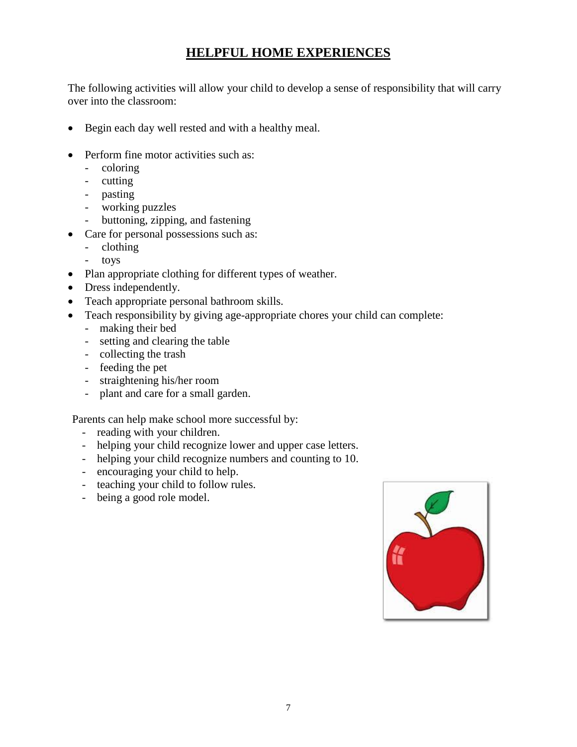## HELPFUL HOME EXPERIENCES

The following activities will allow your child to develop a sense of responsibility that will carry over into the classroom:

- Begin each day well rested and with a healthy meal.
- Perform fine motor activities such as:
  - coloring
  - cutting
  - pasting
  - working puzzles
  - buttoning, zipping, and fastening
- Care for personal possessions such as:
  - clothing
  - toys
- Plan appropriate clothing for different types of weather.
- Dress independently.
- Teach appropriate personal bathroom skills.
- Teach responsibility by giving age-appropriate chores your child can complete:
  - making their bed
  - setting and clearing the table
  - collecting the trash
  - feeding the pet
  - straightening his/her room
  - plant and care for a small garden.

Parents can help make school more successful by:

- reading with your children.
- helping your child recognize lower and upper case letters.
- helping your child recognize numbers and counting to 10.
- encouraging your child to help.
- teaching your child to follow rules.
- being a good role model.